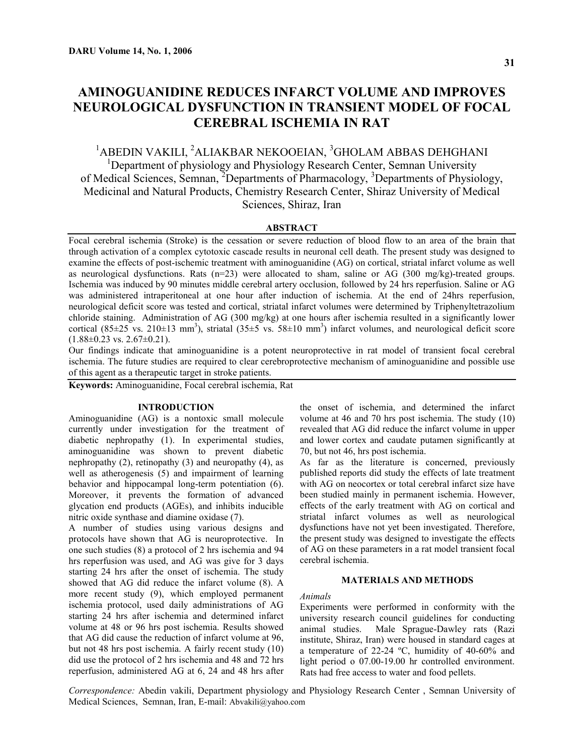# AMINOGUANIDINE REDUCES INFARCT VOLUME AND IMPROVES NEUROLOGICAL DYSFUNCTION IN TRANSIENT MODEL OF FOCAL CEREBRAL ISCHEMIA IN RAT

[1]ABEDIN VAKILI, [2]ALIAKBAR NEKOOEIAN, [3]GHOLAM ABBAS DEHGHANI

[1]Department of physiology and Physiology Research Center, Semnan University of Medical Sciences, Semnan, [2]Departments of Pharmacology, [3]Departments of Physiology, Medicinal and Natural Products, Chemistry Research Center, Shiraz University of Medical Sciences, Shiraz, Iran

## ABSTRACT

Focal cerebral ischemia (Stroke) is the cessation or severe reduction of blood flow to an area of the brain that through activation of a complex cytotoxic cascade results in neuronal cell death. The present study was designed to examine the effects of post-ischemic treatment with aminoguanidine (AG) on cortical, striatal infarct volume as well as neurological dysfunctions. Rats (n=23) were allocated to sham, saline or AG (300 mg/kg)-treated groups. Ischemia was induced by 90 minutes middle cerebral artery occlusion, followed by 24 hrs reperfusion. Saline or AG was administered intraperitoneal at one hour after induction of ischemia. At the end of 24hrs reperfusion, neurological deficit score was tested and cortical, striatal infarct volumes were determined by Triphenyltetrazolium chloride staining. Administration of AG (300 mg/kg) at one hours after ischemia resulted in a significantly lower cortical (85±25 vs. 210±13 mm$^3$), striatal (35±5 vs. 58±10 mm$^3$) infarct volumes, and neurological deficit score (1.88±0.23 vs. 2.67±0.21).

Our findings indicate that aminoguanidine is a potent neuroprotective in rat model of transient focal cerebral ischemia. The future studies are required to clear cerebroprotective mechanism of aminoguanidine and possible use of this agent as a therapeutic target in stroke patients.

**Keywords:** Aminoguanidine, Focal cerebral ischemia, Rat

## INTRODUCTION

Aminoguanidine (AG) is a nontoxic small molecule currently under investigation for the treatment of diabetic nephropathy (1). In experimental studies, aminoguanidine was shown to prevent diabetic nephropathy (2), retinopathy (3) and neuropathy (4), as well as atherogenesis (5) and impairment of learning behavior and hippocampal long-term potentiation (6). Moreover, it prevents the formation of advanced glycation end products (AGEs), and inhibits inducible nitric oxide synthase and diamine oxidase (7).

A number of studies using various designs and protocols have shown that AG is neuroprotective. In one such studies (8) a protocol of 2 hrs ischemia and 94 hrs reperfusion was used, and AG was give for 3 days starting 24 hrs after the onset of ischemia. The study showed that AG did reduce the infarct volume (8). A more recent study (9), which employed permanent ischemia protocol, used daily administrations of AG starting 24 hrs after ischemia and determined infarct volume at 48 or 96 hrs post ischemia. Results showed that AG did cause the reduction of infarct volume at 96, but not 48 hrs post ischemia. A fairly recent study (10) did use the protocol of 2 hrs ischemia and 48 and 72 hrs reperfusion, administered AG at 6, 24 and 48 hrs after the onset of ischemia, and determined the infarct volume at 46 and 70 hrs post ischemia. The study (10) revealed that AG did reduce the infarct volume in upper and lower cortex and caudate putamen significantly at 70, but not 46, hrs post ischemia.

As far as the literature is concerned, previously published reports did study the effects of late treatment with AG on neocortex or total cerebral infarct size have been studied mainly in permanent ischemia. However, effects of the early treatment with AG on cortical and striatal infarct volumes as well as neurological dysfunctions have not yet been investigated. Therefore, the present study was designed to investigate the effects of AG on these parameters in a rat model transient focal cerebral ischemia.

## MATERIALS AND METHODS

*Animals*

Experiments were performed in conformity with the university research council guidelines for conducting animal studies. Male Sprague-Dawley rats (Razi institute, Shiraz, Iran) were housed in standard cages at a temperature of 22-24 ºC, humidity of 40-60% and light period o 07.00-19.00 hr controlled environment. Rats had free access to water and food pellets.

*Correspondence:* Abedin vakili, Department physiology and Physiology Research Center , Semnan University of Medical Sciences, Semnan, Iran, E-mail: Abvakili@yahoo.com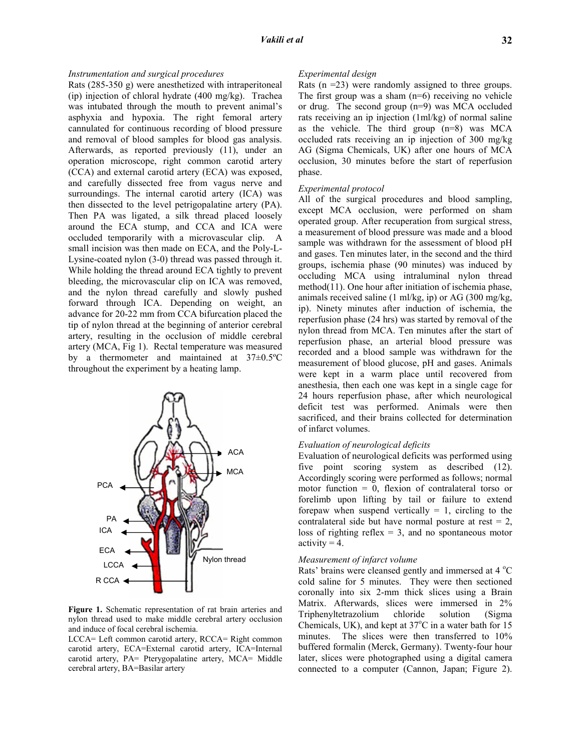*Instrumentation and surgical procedures*

Rats (285-350 g) were anesthetized with intraperitoneal (ip) injection of chloral hydrate (400 mg/kg). Trachea was intubated through the mouth to prevent animal's asphyxia and hypoxia. The right femoral artery cannulated for continuous recording of blood pressure and removal of blood samples for blood gas analysis. Afterwards, as reported previously (11), under an operation microscope, right common carotid artery (CCA) and external carotid artery (ECA) was exposed, and carefully dissected free from vagus nerve and surroundings. The internal carotid artery (ICA) was then dissected to the level petrigopalatine artery (PA). Then PA was ligated, a silk thread placed loosely around the ECA stump, and CCA and ICA were occluded temporarily with a microvascular clip. A small incision was then made on ECA, and the Poly-L-Lysine-coated nylon (3-0) thread was passed through it. While holding the thread around ECA tightly to prevent bleeding, the microvascular clip on ICA was removed, and the nylon thread carefully and slowly pushed forward through ICA. Depending on weight, an advance for 20-22 mm from CCA bifurcation placed the tip of nylon thread at the beginning of anterior cerebral artery, resulting in the occlusion of middle cerebral artery (MCA, Fig 1). Rectal temperature was measured by a thermometer and maintained at 37±0.5ºC throughout the experiment by a heating lamp.

ACA

MCA

PCA

PA

ICA

ECA

LCCA

R CCA

Nylon thread

**Figure 1.** Schematic representation of rat brain arteries and nylon thread used to make middle cerebral artery occlusion and induce of focal cerebral ischemia.

LCCA= Left common carotid artery, RCCA= Right common carotid artery, ECA=External carotid artery, ICA=Internal carotid artery, PA= Pterygopalatine artery, MCA= Middle cerebral artery, BA=Basilar artery

*Experimental design*

Rats (n =23) were randomly assigned to three groups. The first group was a sham (n=6) receiving no vehicle or drug. The second group (n=9) was MCA occluded rats receiving an ip injection (1ml/kg) of normal saline as the vehicle. The third group (n=8) was MCA occluded rats receiving an ip injection of 300 mg/kg AG (Sigma Chemicals, UK) after one hours of MCA occlusion, 30 minutes before the start of reperfusion phase.

*Experimental protocol*

All of the surgical procedures and blood sampling, except MCA occlusion, were performed on sham operated group. After recuperation from surgical stress, a measurement of blood pressure was made and a blood sample was withdrawn for the assessment of blood pH and gases. Ten minutes later, in the second and the third groups, ischemia phase (90 minutes) was induced by occluding MCA using intraluminal nylon thread method(11). One hour after initiation of ischemia phase, animals received saline (1 ml/kg, ip) or AG (300 mg/kg, ip). Ninety minutes after induction of ischemia, the reperfusion phase (24 hrs) was started by removal of the nylon thread from MCA. Ten minutes after the start of reperfusion phase, an arterial blood pressure was recorded and a blood sample was withdrawn for the measurement of blood glucose, pH and gases. Animals were kept in a warm place until recovered from anesthesia, then each one was kept in a single cage for 24 hours reperfusion phase, after which neurological deficit test was performed. Animals were then sacrificed, and their brains collected for determination of infarct volumes.

*Evaluation of neurological deficits*

Evaluation of neurological deficits was performed using five point scoring system as described (12). Accordingly scoring were performed as follows; normal motor function = 0, flexion of contralateral torso or forelimb upon lifting by tail or failure to extend forepaw when suspend vertically = 1, circling to the contralateral side but have normal posture at rest = 2, loss of righting reflex = 3, and no spontaneous motor activity = 4.

*Measurement of infarct volume*

Rats' brains were cleansed gently and immersed at 4 ºC cold saline for 5 minutes. They were then sectioned coronally into six 2-mm thick slices using a Brain Matrix. Afterwards, slices were immersed in 2% Triphenyltetrazolium chloride solution (Sigma Chemicals, UK), and kept at 37ºC in a water bath for 15 minutes. The slices were then transferred to 10% buffered formalin (Merck, Germany). Twenty-four hour later, slices were photographed using a digital camera connected to a computer (Cannon, Japan; Figure 2).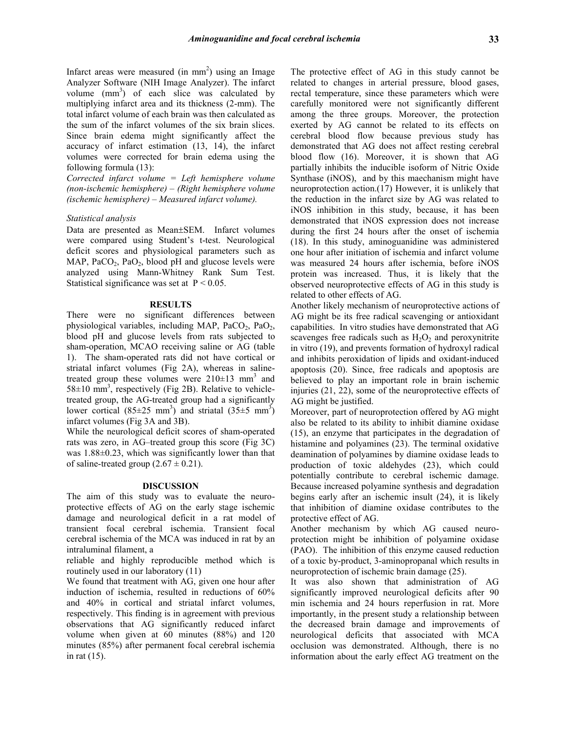Infarct areas were measured (in $mm^2$) using an Image Analyzer Software (NIH Image Analyzer). The infarct volume ($mm^3$) of each slice was calculated by multiplying infarct area and its thickness (2-mm). The total infarct volume of each brain was then calculated as the sum of the infarct volumes of the six brain slices. Since brain edema might significantly affect the accuracy of infarct estimation (13, 14), the infarct volumes were corrected for brain edema using the following formula (13):

*Corrected infarct volume = Left hemisphere volume (non-ischemic hemisphere) – (Right hemisphere volume (ischemic hemisphere) – Measured infarct volume).*

*Statistical analysis*

Data are presented as Mean±SEM. Infarct volumes were compared using Student's t-test. Neurological deficit scores and physiological parameters such as MAP, $PaCO_2$, $PaO_2$, blood pH and glucose levels were analyzed using Mann-Whitney Rank Sum Test. Statistical significance was set at $P < 0.05$.

## RESULTS

There were no significant differences between physiological variables, including MAP, $PaCO_2$, $PaO_2$, blood pH and glucose levels from rats subjected to sham-operation, MCAO receiving saline or AG (table 1). The sham-operated rats did not have cortical or striatal infarct volumes (Fig 2A), whereas in saline-treated group these volumes were 210±13 $mm^3$ and 58±10 $mm^3$, respectively (Fig 2B). Relative to vehicle-treated group, the AG-treated group had a significantly lower cortical (85±25 $mm^3$) and striatal (35±5 $mm^3$) infarct volumes (Fig 3A and 3B).

While the neurological deficit scores of sham-operated rats was zero, in AG–treated group this score (Fig 3C) was 1.88±0.23, which was significantly lower than that of saline-treated group (2.67 ± 0.21).

## DISCUSSION

The aim of this study was to evaluate the neuroprotective effects of AG on the early stage ischemic damage and neurological deficit in a rat model of transient focal cerebral ischemia. Transient focal cerebral ischemia of the MCA was induced in rat by an intraluminal filament, a reliable and highly reproducible method which is routinely used in our laboratory (11)

We found that treatment with AG, given one hour after induction of ischemia, resulted in reductions of 60% and 40% in cortical and striatal infarct volumes, respectively. This finding is in agreement with previous observations that AG significantly reduced infarct volume when given at 60 minutes (88%) and 120 minutes (85%) after permanent focal cerebral ischemia in rat (15).

The protective effect of AG in this study cannot be related to changes in arterial pressure, blood gases, rectal temperature, since these parameters which were carefully monitored were not significantly different among the three groups. Moreover, the protection exerted by AG cannot be related to its effects on cerebral blood flow because previous study has demonstrated that AG does not affect resting cerebral blood flow (16). Moreover, it is shown that AG partially inhibits the inducible isoform of Nitric Oxide Synthase (iNOS), and by this maechanism might have neuroprotection action.(17) However, it is unlikely that the reduction in the infarct size by AG was related to iNOS inhibition in this study, because, it has been demonstrated that iNOS expression does not increase during the first 24 hours after the onset of ischemia (18). In this study, aminoguanidine was administered one hour after initiation of ischemia and infarct volume was measured 24 hours after ischemia, before iNOS protein was increased. Thus, it is likely that the observed neuroprotective effects of AG in this study is related to other effects of AG.

Another likely mechanism of neuroprotective actions of AG might be its free radical scavenging or antioxidant capabilities. In vitro studies have demonstrated that AG scavenges free radicals such as $H_2O_2$ and peroxynitrite in vitro (19), and prevents formation of hydroxyl radical and inhibits peroxidation of lipids and oxidant-induced apoptosis (20). Since, free radicals and apoptosis are believed to play an important role in brain ischemic injuries (21, 22), some of the neuroprotective effects of AG might be justified.

Moreover, part of neuroprotection offered by AG might also be related to its ability to inhibit diamine oxidase (15), an enzyme that participates in the degradation of histamine and polyamines (23). The terminal oxidative deamination of polyamines by diamine oxidase leads to production of toxic aldehydes (23), which could potentially contribute to cerebral ischemic damage. Because increased polyamine synthesis and degradation begins early after an ischemic insult (24), it is likely that inhibition of diamine oxidase contributes to the protective effect of AG.

Another mechanism by which AG caused neuroprotection might be inhibition of polyamine oxidase (PAO). The inhibition of this enzyme caused reduction of a toxic by-product, 3-aminopropanal which results in neuroprotection of ischemic brain damage (25).

It was also shown that administration of AG significantly improved neurological deficits after 90 min ischemia and 24 hours reperfusion in rat. More importantly, in the present study a relationship between the decreased brain damage and improvements of neurological deficits that associated with MCA occlusion was demonstrated. Although, there is no information about the early effect AG treatment on the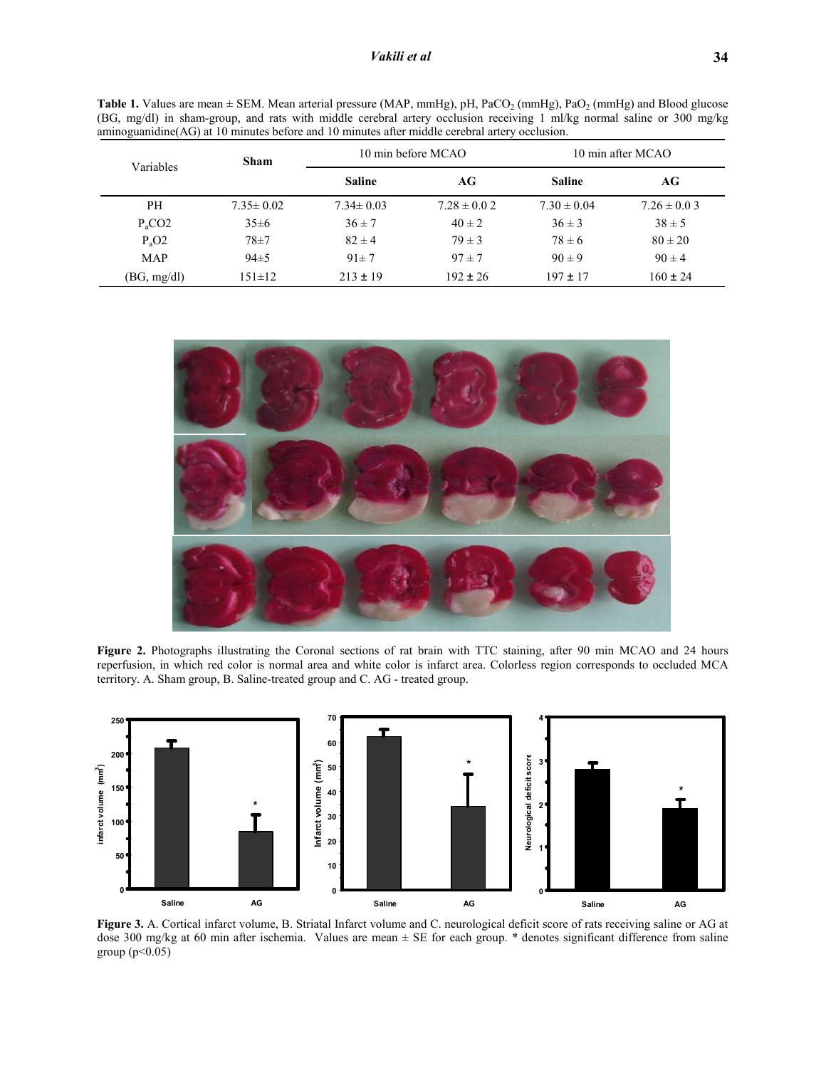**Table 1.** Values are mean ± SEM. Mean arterial pressure (MAP, mmHg), pH, $PaCO_2$ (mmHg), $PaO_2$ (mmHg) and Blood glucose (BG, mg/dl) in sham-group, and rats with middle cerebral artery occlusion receiving 1 ml/kg normal saline or 300 mg/kg aminoguanidine(AG) at 10 minutes before and 10 minutes after middle cerebral artery occlusion.

| Variables | Sham | 10 min before MCAO | | 10 min after MCAO | |
|---|---|---|---|---|---|
| | | **Saline** | **AG** | **Saline** | **AG** |
| PH | 7.35± 0.02 | 7.34± 0.03 | 7.28 ± 0.0 2 | 7.30 ± 0.04 | 7.26 ± 0.0 3 |
| $P_aCO2$ | 35±6 | 36 ± 7 | 40 ± 2 | 36 ± 3 | 38 ± 5 |
| $P_aO2$ | 78±7 | 82 ± 4 | 79 ± 3 | 78 ± 6 | 80 ± 20 |
| MAP | 94±5 | 91± 7 | 97 ± 7 | 90 ± 9 | 90 ± 4 |
| (BG, mg/dl) | 151±12 | 213 ± 19 | 192 ± 26 | 197 ± 17 | 160 ± 24 |

**Figure 2.** Photographs illustrating the Coronal sections of rat brain with TTC staining, after 90 min MCAO and 24 hours reperfusion, in which red color is normal area and white color is infarct area. Colorless region corresponds to occluded MCA territory. A. Sham group, B. Saline-treated group and C. AG - treated group.

**Figure 3.** A. Cortical infarct volume, B. Striatal Infarct volume and C. neurological deficit score of rats receiving saline or AG at dose 300 mg/kg at 60 min after ischemia. Values are mean ± SE for each group. * denotes significant difference from saline group ($p<0.05$)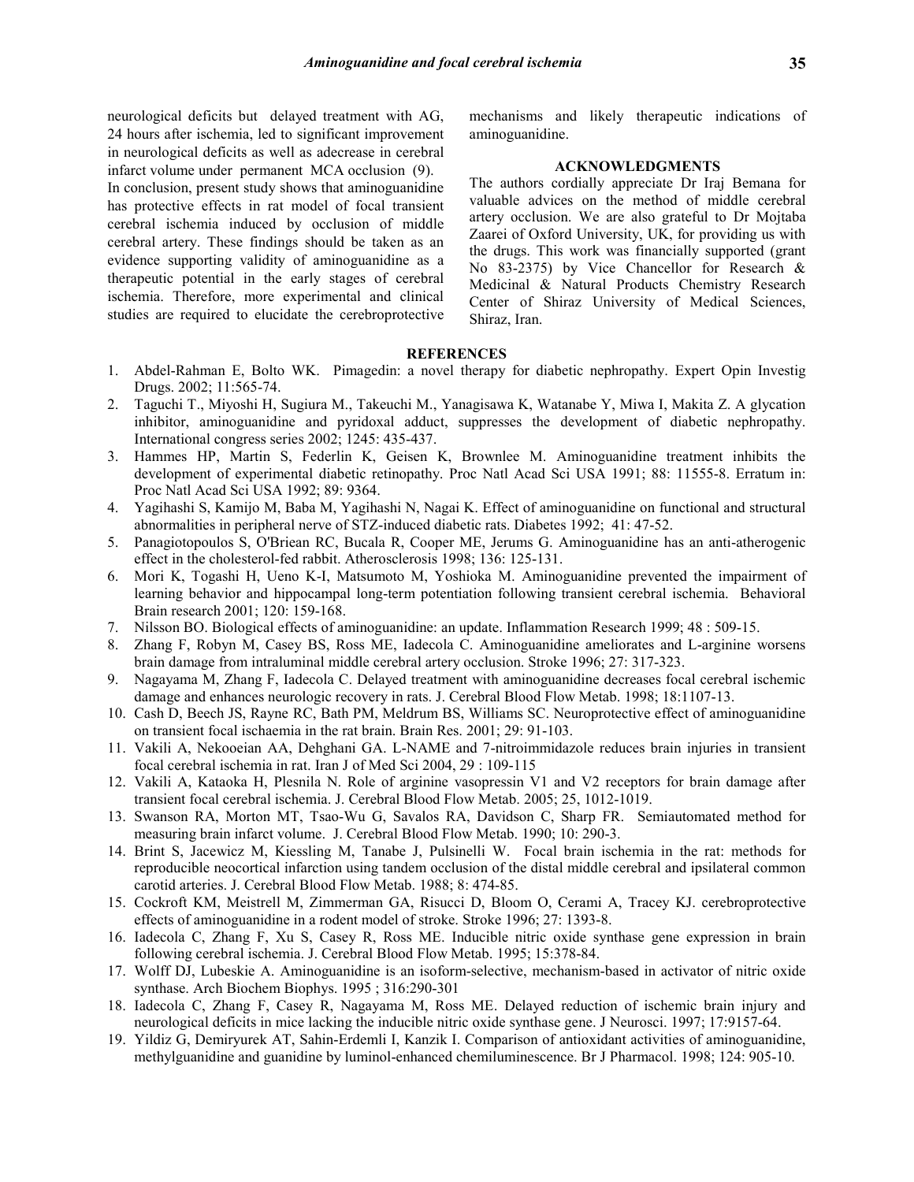neurological deficits but delayed treatment with AG, 24 hours after ischemia, led to significant improvement in neurological deficits as well as adecrease in cerebral infarct volume under permanent MCA occlusion (9).

In conclusion, present study shows that aminoguanidine has protective effects in rat model of focal transient cerebral ischemia induced by occlusion of middle cerebral artery. These findings should be taken as an evidence supporting validity of aminoguanidine as a therapeutic potential in the early stages of cerebral ischemia. Therefore, more experimental and clinical studies are required to elucidate the cerebroprotective mechanisms and likely therapeutic indications of aminoguanidine.

## ACKNOWLEDGMENTS

The authors cordially appreciate Dr Iraj Bemana for valuable advices on the method of middle cerebral artery occlusion. We are also grateful to Dr Mojtaba Zaarei of Oxford University, UK, for providing us with the drugs. This work was financially supported (grant No 83-2375) by Vice Chancellor for Research & Medicinal & Natural Products Chemistry Research Center of Shiraz University of Medical Sciences, Shiraz, Iran.

## REFERENCES

1. Abdel-Rahman E, Bolto WK. Pimagedin: a novel therapy for diabetic nephropathy. Expert Opin Investig Drugs. 2002; 11:565-74.
2. Taguchi T., Miyoshi H, Sugiura M., Takeuchi M., Yanagisawa K, Watanabe Y, Miwa I, Makita Z. A glycation inhibitor, aminoguanidine and pyridoxal adduct, suppresses the development of diabetic nephropathy. International congress series 2002; 1245: 435-437.
3. Hammes HP, Martin S, Federlin K, Geisen K, Brownlee M. Aminoguanidine treatment inhibits the development of experimental diabetic retinopathy. Proc Natl Acad Sci USA 1991; 88: 11555-8. Erratum in: Proc Natl Acad Sci USA 1992; 89: 9364.
4. Yagihashi S, Kamijo M, Baba M, Yagihashi N, Nagai K. Effect of aminoguanidine on functional and structural abnormalities in peripheral nerve of STZ-induced diabetic rats. Diabetes 1992; 41: 47-52.
5. Panagiotopoulos S, O'Briean RC, Bucala R, Cooper ME, Jerums G. Aminoguanidine has an anti-atherogenic effect in the cholesterol-fed rabbit. Atherosclerosis 1998; 136: 125-131.
6. Mori K, Togashi H, Ueno K-I, Matsumoto M, Yoshioka M. Aminoguanidine prevented the impairment of learning behavior and hippocampal long-term potentiation following transient cerebral ischemia. Behavioral Brain research 2001; 120: 159-168.
7. Nilsson BO. Biological effects of aminoguanidine: an update. Inflammation Research 1999; 48 : 509-15.
8. Zhang F, Robyn M, Casey BS, Ross ME, Iadecola C. Aminoguanidine ameliorates and L-arginine worsens brain damage from intraluminal middle cerebral artery occlusion. Stroke 1996; 27: 317-323.
9. Nagayama M, Zhang F, Iadecola C. Delayed treatment with aminoguanidine decreases focal cerebral ischemic damage and enhances neurologic recovery in rats. J. Cerebral Blood Flow Metab. 1998; 18:1107-13.
10. Cash D, Beech JS, Rayne RC, Bath PM, Meldrum BS, Williams SC. Neuroprotective effect of aminoguanidine on transient focal ischaemia in the rat brain. Brain Res. 2001; 29: 91-103.
11. Vakili A, Nekooeian AA, Dehghani GA. L-NAME and 7-nitroimmidazole reduces brain injuries in transient focal cerebral ischemia in rat. Iran J of Med Sci 2004, 29 : 109-115
12. Vakili A, Kataoka H, Plesnila N. Role of arginine vasopressin V1 and V2 receptors for brain damage after transient focal cerebral ischemia. J. Cerebral Blood Flow Metab. 2005; 25, 1012-1019.
13. Swanson RA, Morton MT, Tsao-Wu G, Savalos RA, Davidson C, Sharp FR. Semiautomated method for measuring brain infarct volume. J. Cerebral Blood Flow Metab. 1990; 10: 290-3.
14. Brint S, Jacewicz M, Kiessling M, Tanabe J, Pulsinelli W. Focal brain ischemia in the rat: methods for reproducible neocortical infarction using tandem occlusion of the distal middle cerebral and ipsilateral common carotid arteries. J. Cerebral Blood Flow Metab. 1988; 8: 474-85.
15. Cockroft KM, Meistrell M, Zimmerman GA, Risucci D, Bloom O, Cerami A, Tracey KJ. cerebroprotective effects of aminoguanidine in a rodent model of stroke. Stroke 1996; 27: 1393-8.
16. Iadecola C, Zhang F, Xu S, Casey R, Ross ME. Inducible nitric oxide synthase gene expression in brain following cerebral ischemia. J. Cerebral Blood Flow Metab. 1995; 15:378-84.
17. Wolff DJ, Lubeskie A. Aminoguanidine is an isoform-selective, mechanism-based in activator of nitric oxide synthase. Arch Biochem Biophys. 1995 ; 316:290-301
18. Iadecola C, Zhang F, Casey R, Nagayama M, Ross ME. Delayed reduction of ischemic brain injury and neurological deficits in mice lacking the inducible nitric oxide synthase gene. J Neurosci. 1997; 17:9157-64.
19. Yildiz G, Demiryurek AT, Sahin-Erdemli I, Kanzik I. Comparison of antioxidant activities of aminoguanidine, methylguanidine and guanidine by luminol-enhanced chemiluminescence. Br J Pharmacol. 1998; 124: 905-10.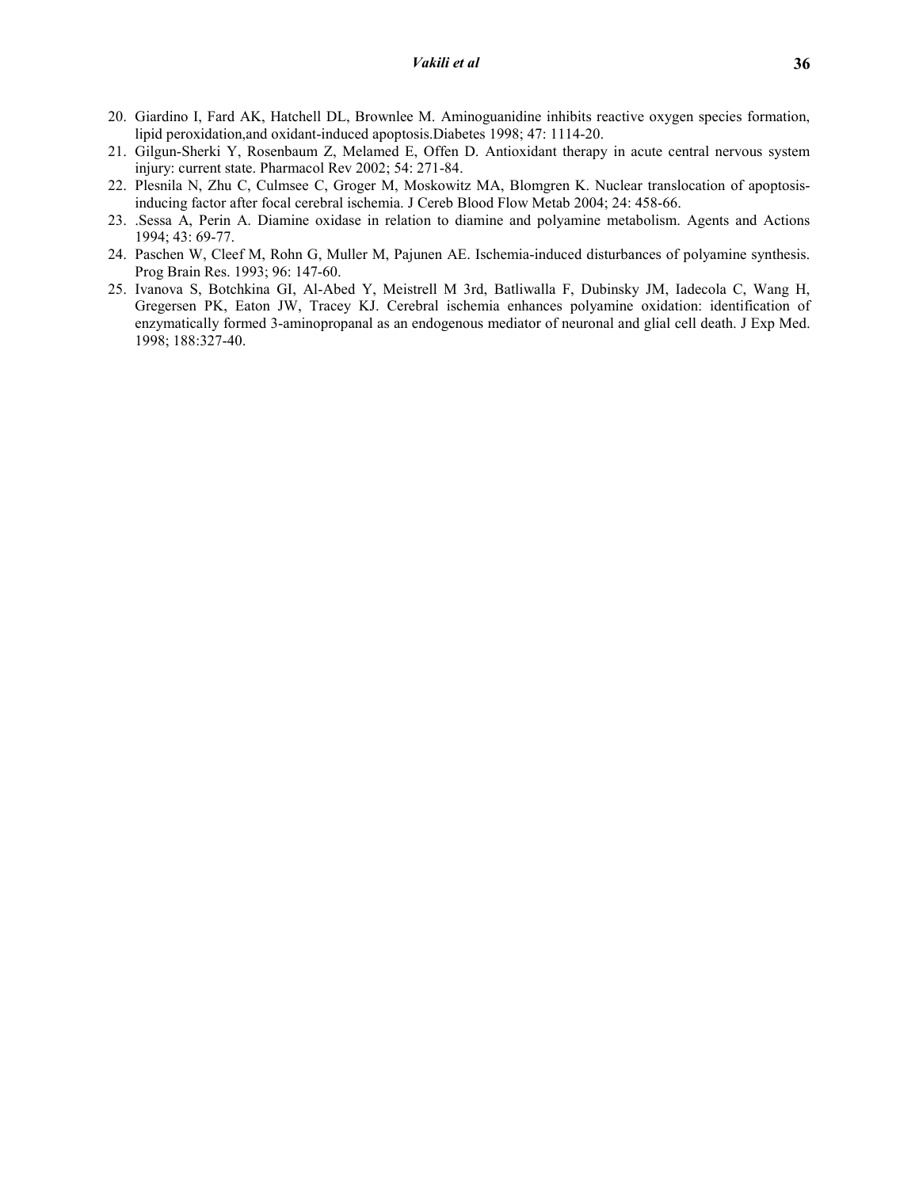20. Giardino I, Fard AK, Hatchell DL, Brownlee M. Aminoguanidine inhibits reactive oxygen species formation, lipid peroxidation,and oxidant-induced apoptosis.Diabetes 1998; 47: 1114-20.
21. Gilgun-Sherki Y, Rosenbaum Z, Melamed E, Offen D. Antioxidant therapy in acute central nervous system injury: current state. Pharmacol Rev 2002; 54: 271-84.
22. Plesnila N, Zhu C, Culmsee C, Groger M, Moskowitz MA, Blomgren K. Nuclear translocation of apoptosis-inducing factor after focal cerebral ischemia. J Cereb Blood Flow Metab 2004; 24: 458-66.
23. .Sessa A, Perin A. Diamine oxidase in relation to diamine and polyamine metabolism. Agents and Actions 1994; 43: 69-77.
24. Paschen W, Cleef M, Rohn G, Muller M, Pajunen AE. Ischemia-induced disturbances of polyamine synthesis. Prog Brain Res. 1993; 96: 147-60.
25. Ivanova S, Botchkina GI, Al-Abed Y, Meistrell M 3rd, Batliwalla F, Dubinsky JM, Iadecola C, Wang H, Gregersen PK, Eaton JW, Tracey KJ. Cerebral ischemia enhances polyamine oxidation: identification of enzymatically formed 3-aminopropanal as an endogenous mediator of neuronal and glial cell death. J Exp Med. 1998; 188:327-40.